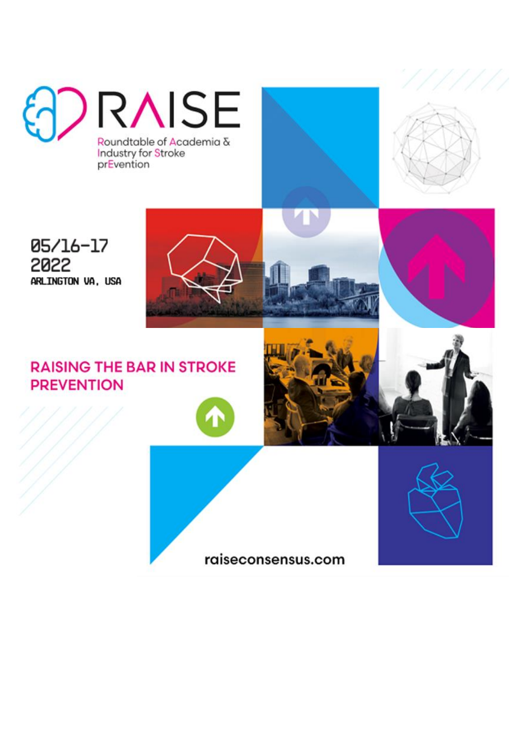# RAISE

Roundtable of Academia & Industry for Stroke prEvention

05/16-17
2022
ARLINGTON VA, USA

## RAISING THE BAR IN STROKE PREVENTION

raiseconsensus.com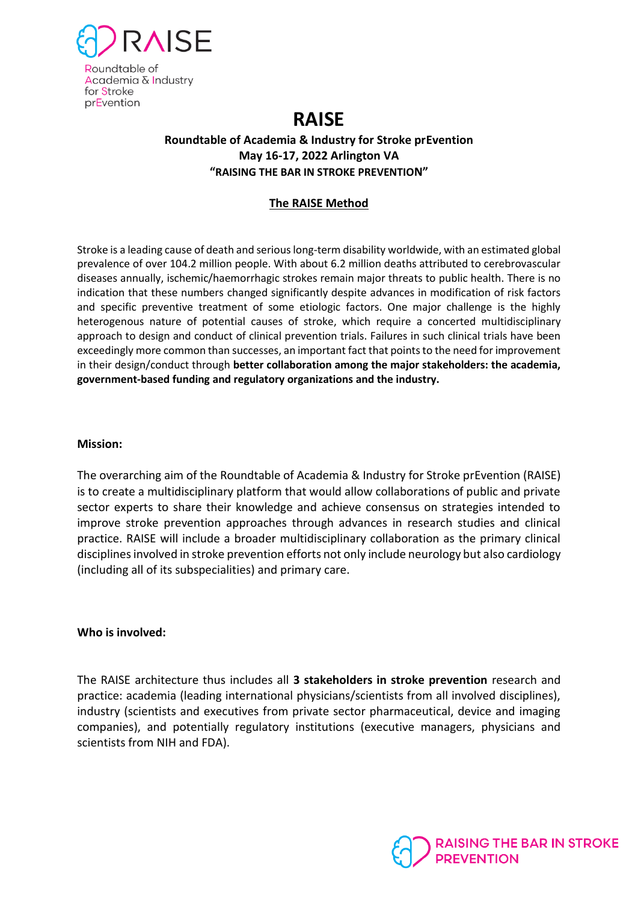RAISE

Roundtable of Academia & Industry for Stroke prEvention

# RAISE

**Roundtable of Academia & Industry for Stroke prEvention**
**May 16-17, 2022 Arlington VA**
**"RAISING THE BAR IN STROKE PREVENTION"**

## The RAISE Method

Stroke is a leading cause of death and serious long-term disability worldwide, with an estimated global prevalence of over 104.2 million people. With about 6.2 million deaths attributed to cerebrovascular diseases annually, ischemic/haemorrhagic strokes remain major threats to public health. There is no indication that these numbers changed significantly despite advances in modification of risk factors and specific preventive treatment of some etiologic factors. One major challenge is the highly heterogenous nature of potential causes of stroke, which require a concerted multidisciplinary approach to design and conduct of clinical prevention trials. Failures in such clinical trials have been exceedingly more common than successes, an important fact that points to the need for improvement in their design/conduct through **better collaboration among the major stakeholders: the academia, government-based funding and regulatory organizations and the industry.**

**Mission:**

The overarching aim of the Roundtable of Academia & Industry for Stroke prEvention (RAISE) is to create a multidisciplinary platform that would allow collaborations of public and private sector experts to share their knowledge and achieve consensus on strategies intended to improve stroke prevention approaches through advances in research studies and clinical practice. RAISE will include a broader multidisciplinary collaboration as the primary clinical disciplines involved in stroke prevention efforts not only include neurology but also cardiology (including all of its subspecialities) and primary care.

**Who is involved:**

The RAISE architecture thus includes all **3 stakeholders in stroke prevention** research and practice: academia (leading international physicians/scientists from all involved disciplines), industry (scientists and executives from private sector pharmaceutical, device and imaging companies), and potentially regulatory institutions (executive managers, physicians and scientists from NIH and FDA).

RAISING THE BAR IN STROKE PREVENTION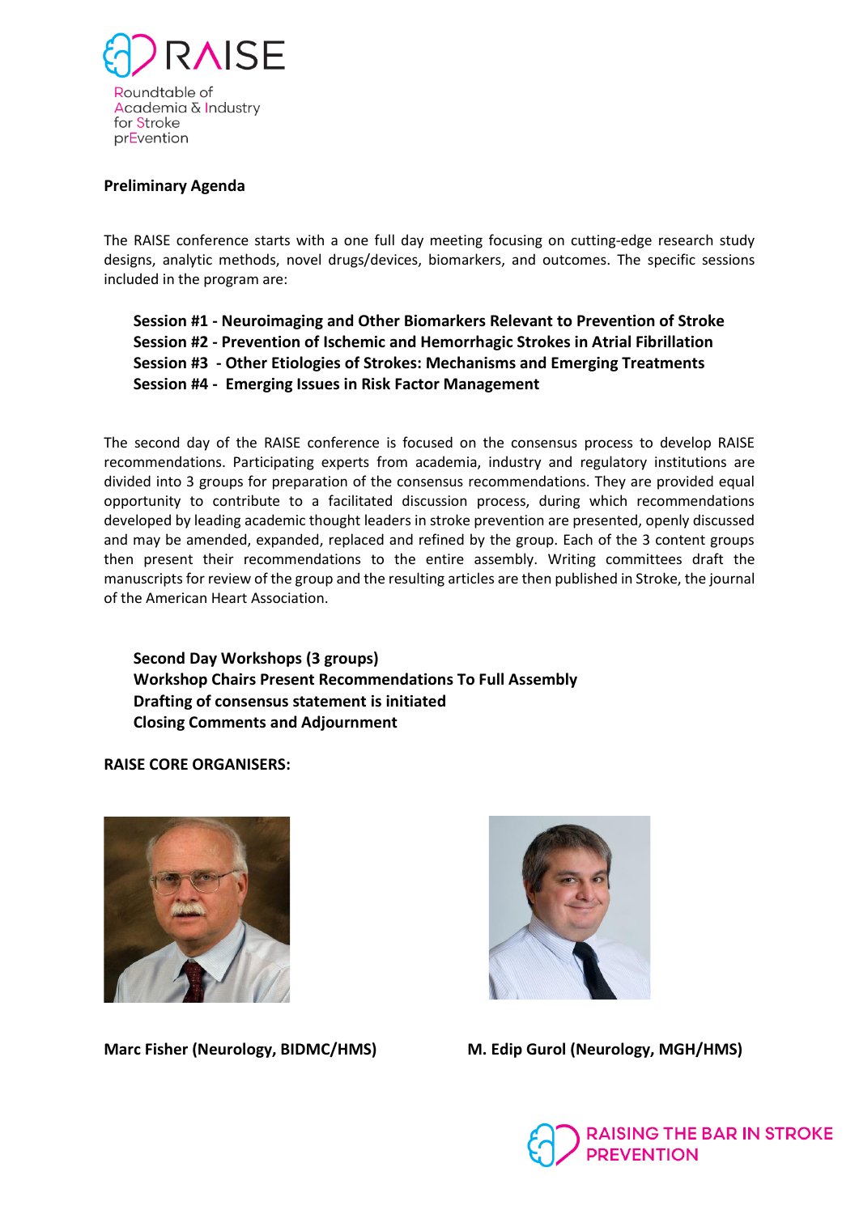RAISE

Roundtable of Academia & Industry for Stroke prEvention

**Preliminary Agenda**

The RAISE conference starts with a one full day meeting focusing on cutting-edge research study designs, analytic methods, novel drugs/devices, biomarkers, and outcomes. The specific sessions included in the program are:

**Session #1 - Neuroimaging and Other Biomarkers Relevant to Prevention of Stroke**
**Session #2 - Prevention of Ischemic and Hemorrhagic Strokes in Atrial Fibrillation**
**Session #3 - Other Etiologies of Strokes: Mechanisms and Emerging Treatments**
**Session #4 - Emerging Issues in Risk Factor Management**

The second day of the RAISE conference is focused on the consensus process to develop RAISE recommendations. Participating experts from academia, industry and regulatory institutions are divided into 3 groups for preparation of the consensus recommendations. They are provided equal opportunity to contribute to a facilitated discussion process, during which recommendations developed by leading academic thought leaders in stroke prevention are presented, openly discussed and may be amended, expanded, replaced and refined by the group. Each of the 3 content groups then present their recommendations to the entire assembly. Writing committees draft the manuscripts for review of the group and the resulting articles are then published in Stroke, the journal of the American Heart Association.

**Second Day Workshops (3 groups)**
**Workshop Chairs Present Recommendations To Full Assembly**
**Drafting of consensus statement is initiated**
**Closing Comments and Adjournment**

**RAISE CORE ORGANISERS:**

**Marc Fisher (Neurology, BIDMC/HMS)**

**M. Edip Gurol (Neurology, MGH/HMS)**

RAISING THE BAR IN STROKE PREVENTION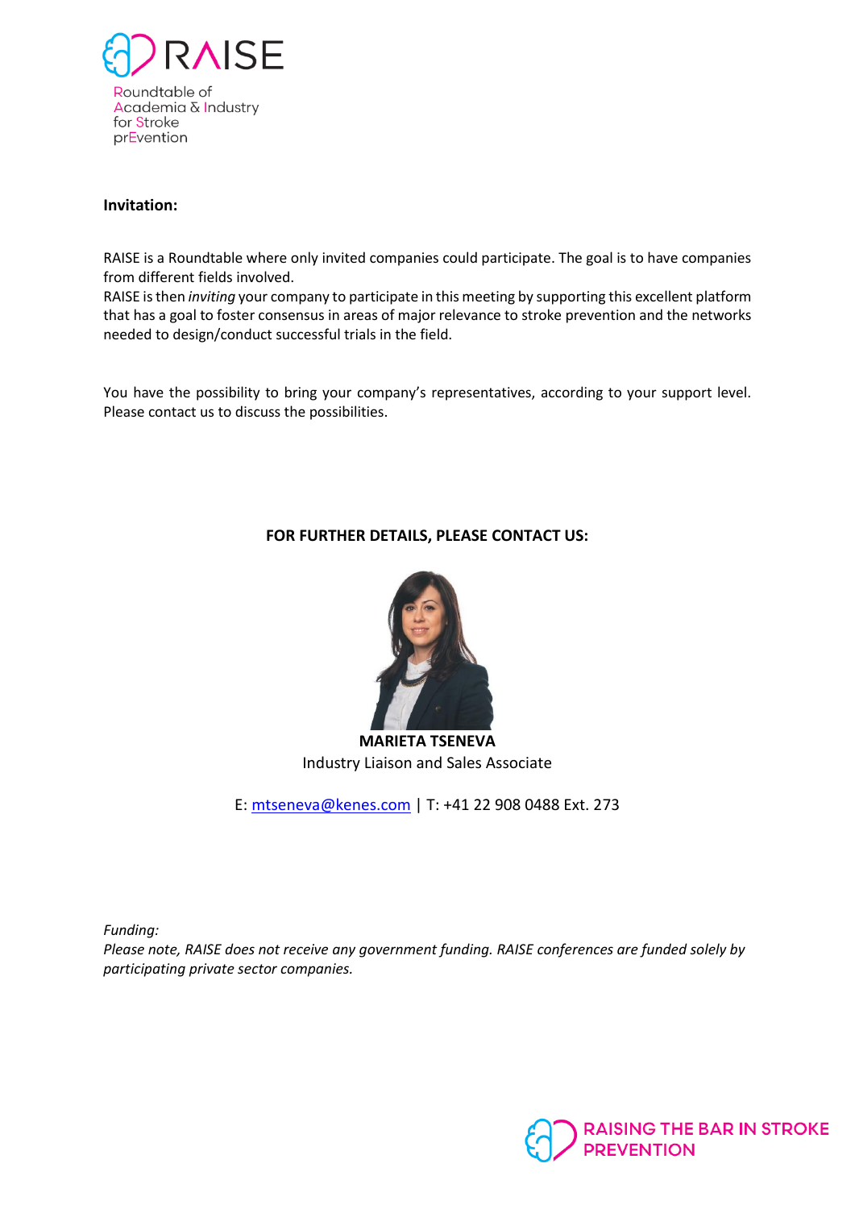RAISE

Roundtable of Academia & Industry for Stroke prEvention

**Invitation:**

RAISE is a Roundtable where only invited companies could participate. The goal is to have companies from different fields involved.
RAISE is then *inviting* your company to participate in this meeting by supporting this excellent platform that has a goal to foster consensus in areas of major relevance to stroke prevention and the networks needed to design/conduct successful trials in the field.

You have the possibility to bring your company's representatives, according to your support level. Please contact us to discuss the possibilities.

**FOR FURTHER DETAILS, PLEASE CONTACT US:**

**MARIETA TSENEVA**
Industry Liaison and Sales Associate

E: mtseneva@kenes.com | T: +41 22 908 0488 Ext. 273

*Funding:*
*Please note, RAISE does not receive any government funding. RAISE conferences are funded solely by participating private sector companies.*

RAISING THE BAR IN STROKE PREVENTION